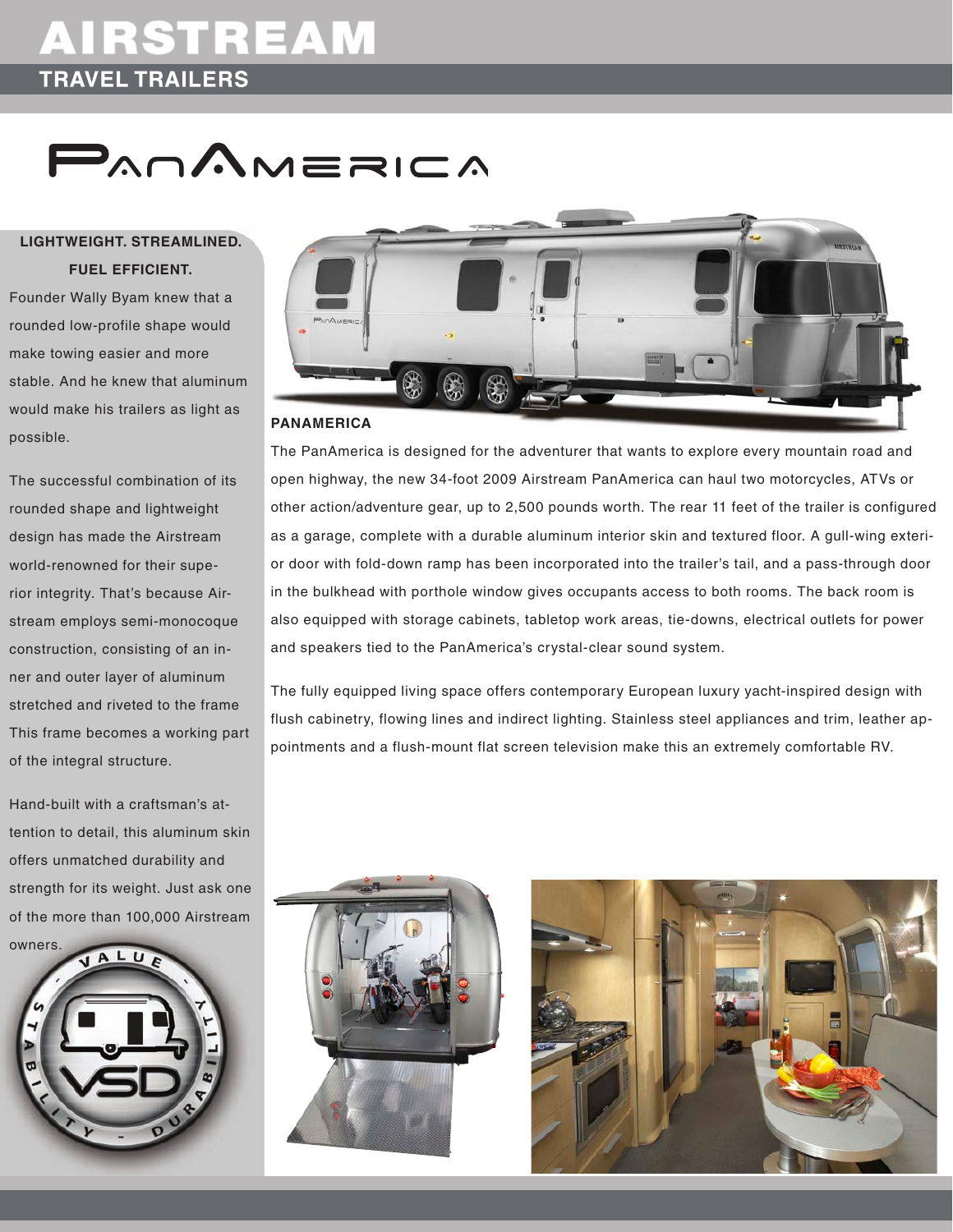# AIRSTREAM

## TRAVEL TRAILERS

# PanAmerica

**LIGHTWEIGHT. STREAMLINED. FUEL EFFICIENT.**

Founder Wally Byam knew that a rounded low-profile shape would make towing easier and more stable. And he knew that aluminum would make his trailers as light as possible.

The successful combination of its rounded shape and lightweight design has made the Airstream world-renowned for their superior integrity. That's because Airstream employs semi-monocoque construction, consisting of an inner and outer layer of aluminum stretched and riveted to the frame This frame becomes a working part of the integral structure.

Hand-built with a craftsman's attention to detail, this aluminum skin offers unmatched durability and strength for its weight. Just ask one of the more than 100,000 Airstream owners.

**PANAMERICA**

The PanAmerica is designed for the adventurer that wants to explore every mountain road and open highway, the new 34-foot 2009 Airstream PanAmerica can haul two motorcycles, ATVs or other action/adventure gear, up to 2,500 pounds worth. The rear 11 feet of the trailer is configured as a garage, complete with a durable aluminum interior skin and textured floor. A gull-wing exterior door with fold-down ramp has been incorporated into the trailer's tail, and a pass-through door in the bulkhead with porthole window gives occupants access to both rooms. The back room is also equipped with storage cabinets, tabletop work areas, tie-downs, electrical outlets for power and speakers tied to the PanAmerica's crystal-clear sound system.

The fully equipped living space offers contemporary European luxury yacht-inspired design with flush cabinetry, flowing lines and indirect lighting. Stainless steel appliances and trim, leather appointments and a flush-mount flat screen television make this an extremely comfortable RV.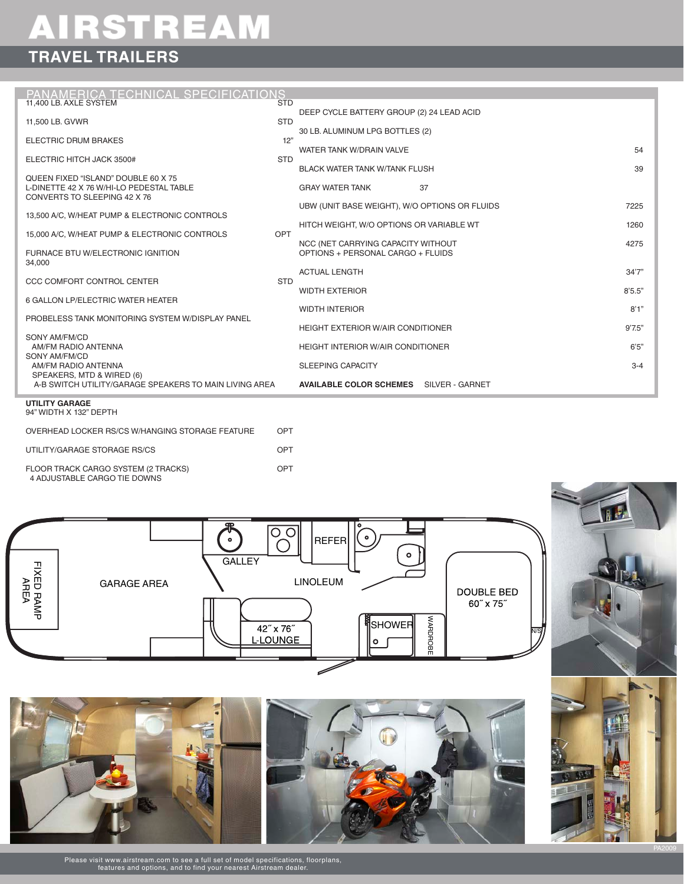# AIRSTREAM

## TRAVEL TRAILERS

### PANAMERICA TECHNICAL SPECIFICATIONS

| | |
|---|---|
| 11,400 LB. AXLE SYSTEM | STD |
| 11,500 LB. GVWR | STD |
| ELECTRIC DRUM BRAKES | 12" |
| ELECTRIC HITCH JACK 3500# | STD |
| QUEEN FIXED "ISLAND" DOUBLE 60 X 75 | |
| L-DINETTE 42 X 76 W/HI-LO PEDESTAL TABLE CONVERTS TO SLEEPING 42 X 76 | |
| 13,500 A/C, W/HEAT PUMP & ELECTRONIC CONTROLS | |
| 15,000 A/C, W/HEAT PUMP & ELECTRONIC CONTROLS | OPT |
| FURNACE BTU W/ELECTRONIC IGNITION 34,000 | |
| CCC COMFORT CONTROL CENTER | STD |
| 6 GALLON LP/ELECTRIC WATER HEATER | |
| PROBELESS TANK MONITORING SYSTEM W/DISPLAY PANEL | |
| SONY AM/FM/CD AM/FM RADIO ANTENNA | |
| SONY AM/FM/CD AM/FM RADIO ANTENNA SPEAKERS, MTD & WIRED (6) A-B SWITCH UTILITY/GARAGE SPEAKERS TO MAIN LIVING AREA | |

| | |
|---|---|
| DEEP CYCLE BATTERY GROUP (2) 24 LEAD ACID | |
| 30 LB. ALUMINUM LPG BOTTLES (2) | |
| WATER TANK W/DRAIN VALVE | 54 |
| BLACK WATER TANK W/TANK FLUSH | 39 |
| GRAY WATER TANK | 37 |
| UBW (UNIT BASE WEIGHT), W/O OPTIONS OR FLUIDS | 7225 |
| HITCH WEIGHT, W/O OPTIONS OR VARIABLE WT | 1260 |
| NCC (NET CARRYING CAPACITY WITHOUT OPTIONS + PERSONAL CARGO + FLUIDS | 4275 |
| ACTUAL LENGTH | 34'7" |
| WIDTH EXTERIOR | 8'5.5" |
| WIDTH INTERIOR | 8'1" |
| HEIGHT EXTERIOR W/AIR CONDITIONER | 9'7.5" |
| HEIGHT INTERIOR W/AIR CONDITIONER | 6'5" |
| SLEEPING CAPACITY | 3-4 |
| **AVAILABLE COLOR SCHEMES** | SILVER - GARNET |

**UTILITY GARAGE**
94" WIDTH X 132" DEPTH

| | |
|---|---|
| OVERHEAD LOCKER RS/CS W/HANGING STORAGE FEATURE | OPT |
| UTILITY/GARAGE STORAGE RS/CS | OPT |
| FLOOR TRACK CARGO SYSTEM (2 TRACKS) 4 ADJUSTABLE CARGO TIE DOWNS | OPT |

FIXED RAMP AREA
GARAGE AREA
GALLEY
REFER
LINOLEUM
DOUBLE BED 60″ x 75″
42″ x 76″ L-LOUNGE
SHOWER
WARDROBE
N/S

PA2009

Please visit www.airstream.com to see a full set of model specifications, floorplans, features and options, and to find your nearest Airstream dealer.